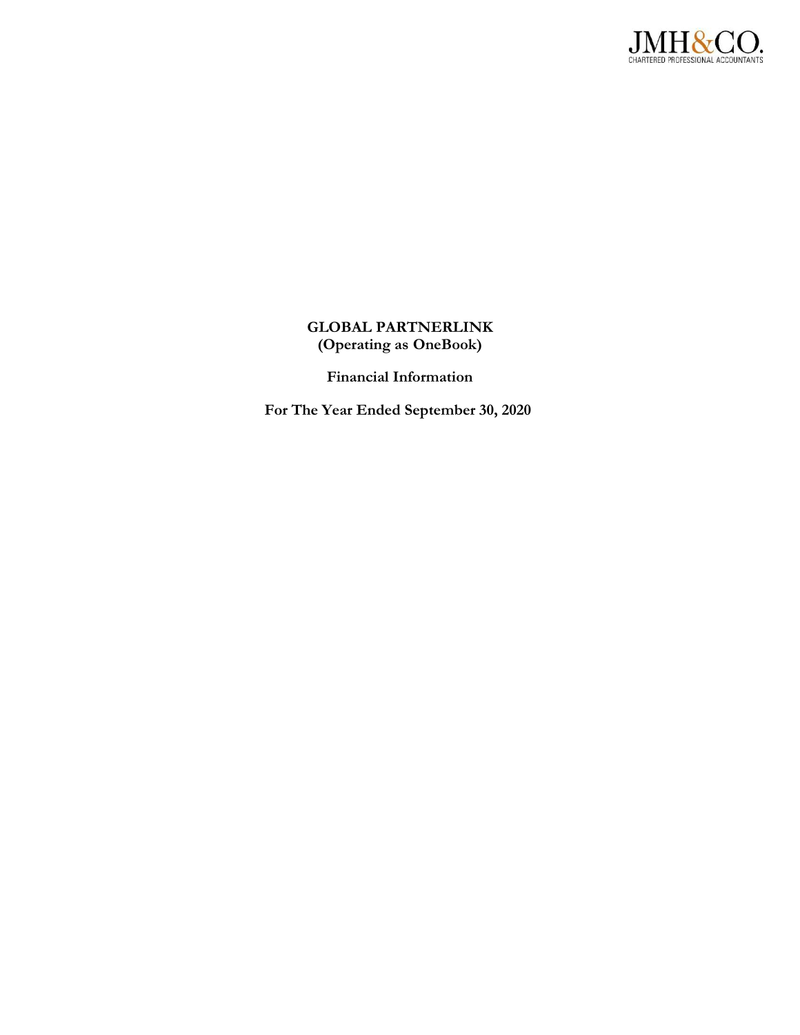JMH&CO.
CHARTERED PROFESSIONAL ACCOUNTANTS

# GLOBAL PARTNERLINK
## (Operating as OneBook)

**Financial Information**

**For The Year Ended September 30, 2020**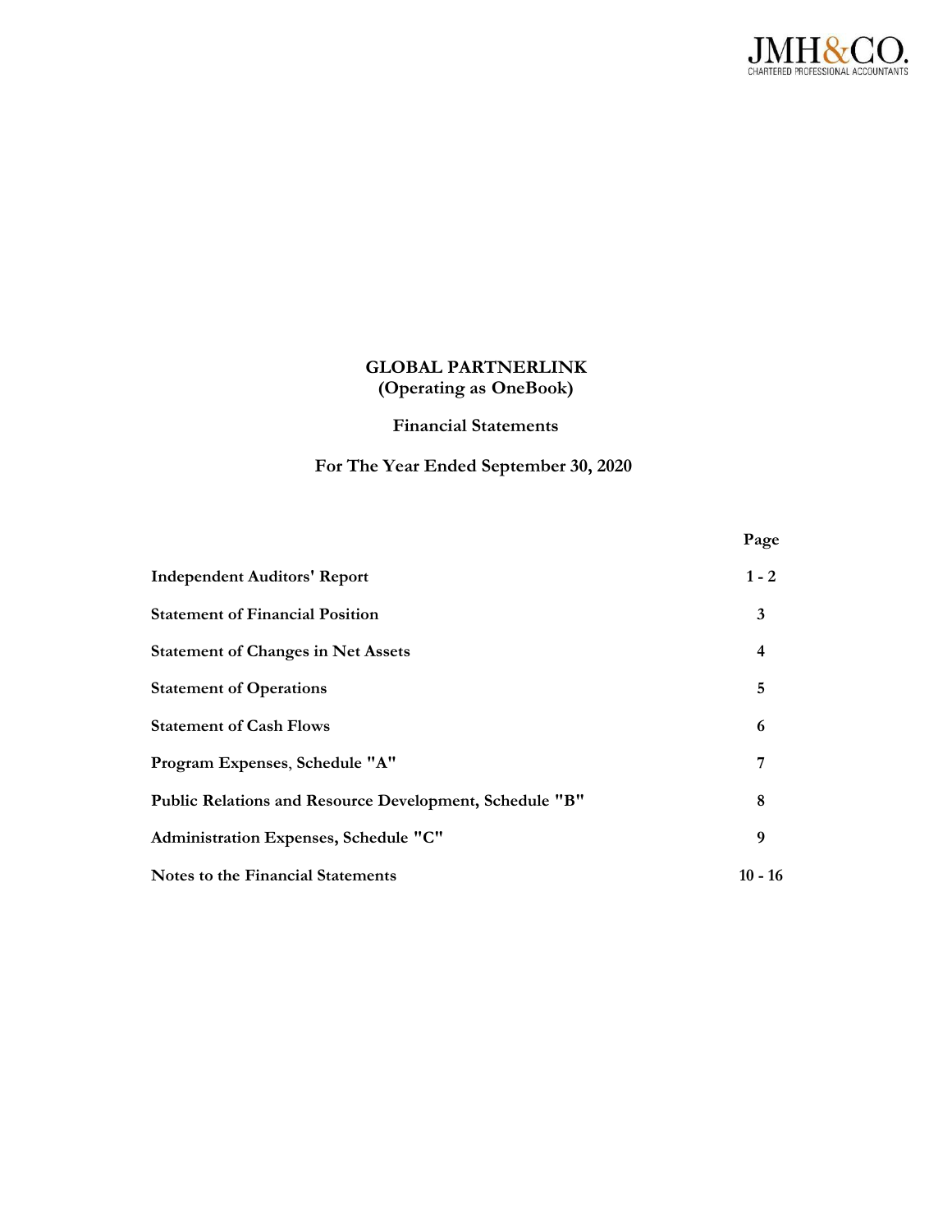JMH&CO.
CHARTERED PROFESSIONAL ACCOUNTANTS

# GLOBAL PARTNERLINK
## (Operating as OneBook)

### Financial Statements

### For The Year Ended September 30, 2020

| | Page |
|---|---|
| **Independent Auditors' Report** | **1 - 2** |
| **Statement of Financial Position** | **3** |
| **Statement of Changes in Net Assets** | **4** |
| **Statement of Operations** | **5** |
| **Statement of Cash Flows** | **6** |
| **Program Expenses, Schedule "A"** | **7** |
| **Public Relations and Resource Development, Schedule "B"** | **8** |
| **Administration Expenses, Schedule "C"** | **9** |
| **Notes to the Financial Statements** | **10 - 16** |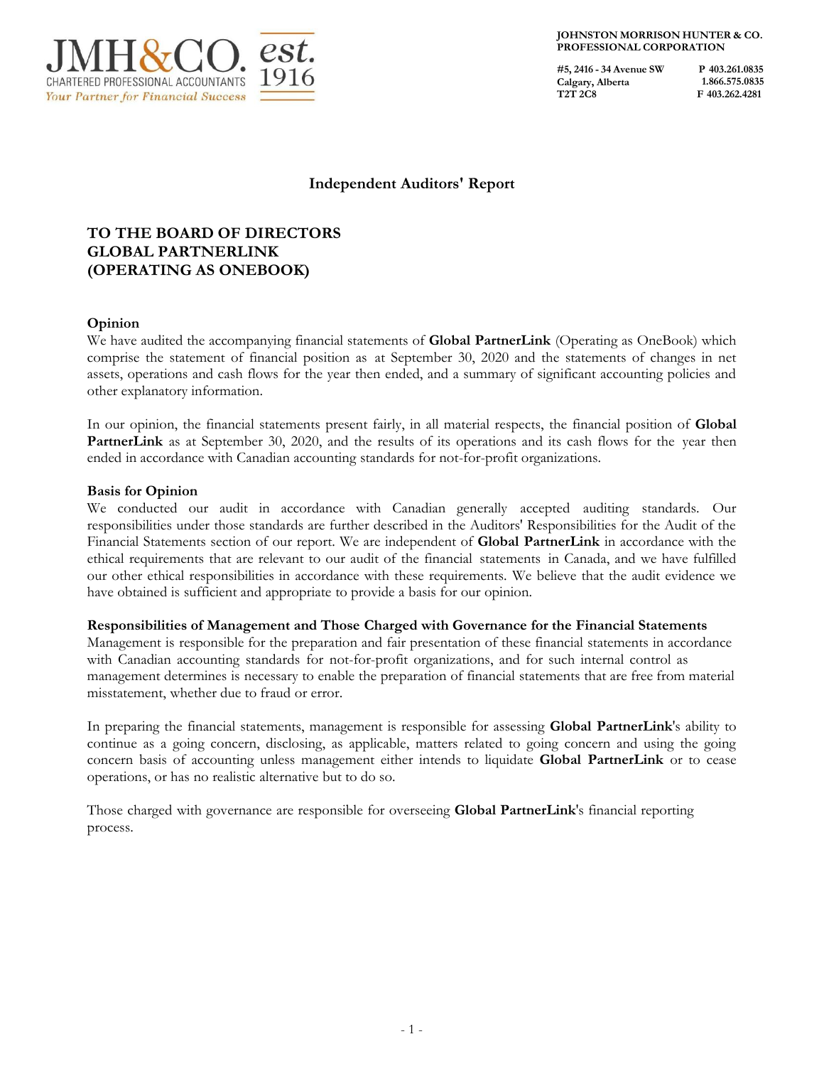JOHNSTON MORRISON HUNTER & CO.
PROFESSIONAL CORPORATION

#5, 2416 - 34 Avenue SW
Calgary, Alberta
T2T 2C8

P 403.261.0835
1.866.575.0835
F 403.262.4281

## Independent Auditors' Report

**TO THE BOARD OF DIRECTORS**
**GLOBAL PARTNERLINK**
**(OPERATING AS ONEBOOK)**

### Opinion

We have audited the accompanying financial statements of **Global PartnerLink** (Operating as OneBook) which comprise the statement of financial position as at September 30, 2020 and the statements of changes in net assets, operations and cash flows for the year then ended, and a summary of significant accounting policies and other explanatory information.

In our opinion, the financial statements present fairly, in all material respects, the financial position of **Global PartnerLink** as at September 30, 2020, and the results of its operations and its cash flows for the year then ended in accordance with Canadian accounting standards for not-for-profit organizations.

### Basis for Opinion

We conducted our audit in accordance with Canadian generally accepted auditing standards. Our responsibilities under those standards are further described in the Auditors' Responsibilities for the Audit of the Financial Statements section of our report. We are independent of **Global PartnerLink** in accordance with the ethical requirements that are relevant to our audit of the financial statements in Canada, and we have fulfilled our other ethical responsibilities in accordance with these requirements. We believe that the audit evidence we have obtained is sufficient and appropriate to provide a basis for our opinion.

### Responsibilities of Management and Those Charged with Governance for the Financial Statements

Management is responsible for the preparation and fair presentation of these financial statements in accordance with Canadian accounting standards for not-for-profit organizations, and for such internal control as management determines is necessary to enable the preparation of financial statements that are free from material misstatement, whether due to fraud or error.

In preparing the financial statements, management is responsible for assessing **Global PartnerLink**'s ability to continue as a going concern, disclosing, as applicable, matters related to going concern and using the going concern basis of accounting unless management either intends to liquidate **Global PartnerLink** or to cease operations, or has no realistic alternative but to do so.

Those charged with governance are responsible for overseeing **Global PartnerLink**'s financial reporting process.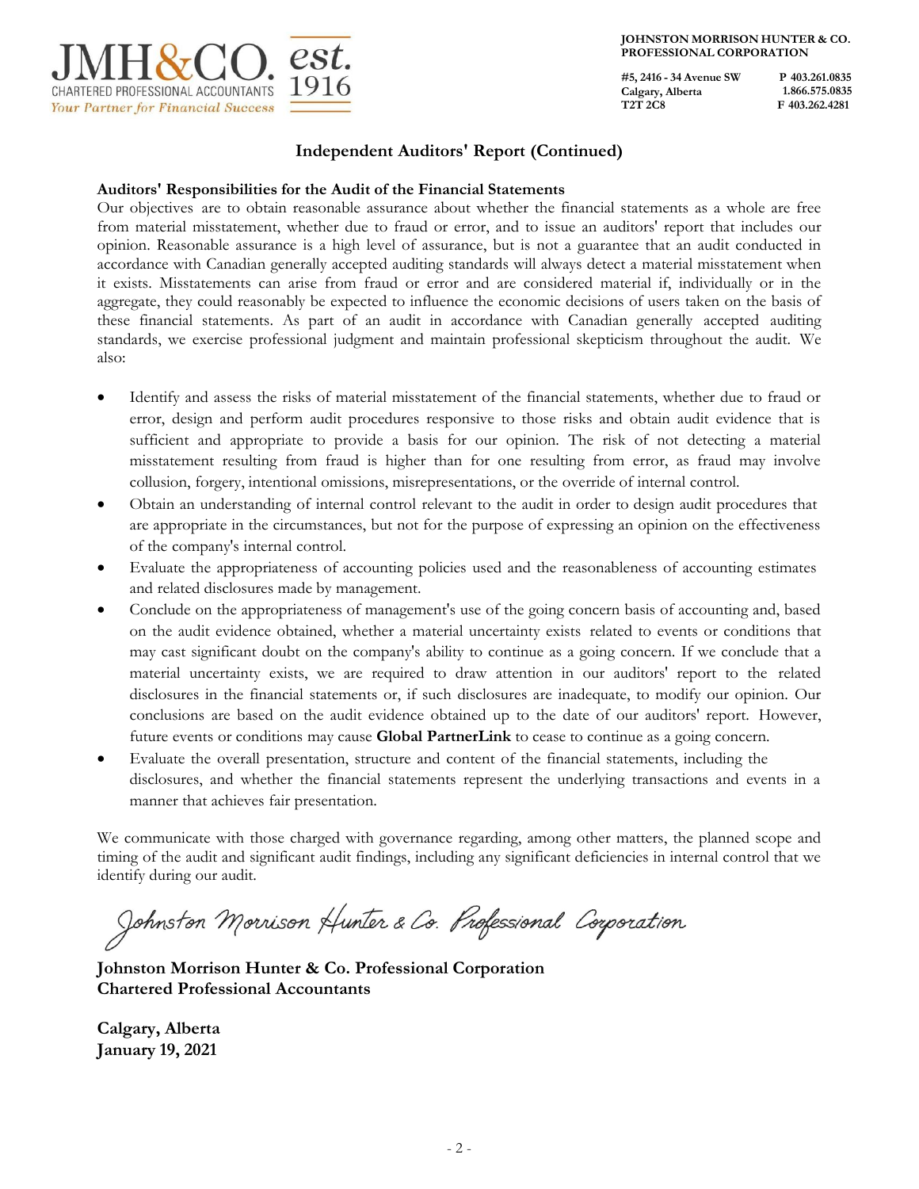JOHNSTON MORRISON HUNTER & CO.
PROFESSIONAL CORPORATION

#5, 2416 - 34 Avenue SW
Calgary, Alberta
T2T 2C8

P 403.261.0835
1.866.575.0835
F 403.262.4281

## Independent Auditors' Report (Continued)

**Auditors' Responsibilities for the Audit of the Financial Statements**

Our objectives are to obtain reasonable assurance about whether the financial statements as a whole are free from material misstatement, whether due to fraud or error, and to issue an auditors' report that includes our opinion. Reasonable assurance is a high level of assurance, but is not a guarantee that an audit conducted in accordance with Canadian generally accepted auditing standards will always detect a material misstatement when it exists. Misstatements can arise from fraud or error and are considered material if, individually or in the aggregate, they could reasonably be expected to influence the economic decisions of users taken on the basis of these financial statements. As part of an audit in accordance with Canadian generally accepted auditing standards, we exercise professional judgment and maintain professional skepticism throughout the audit. We also:

- Identify and assess the risks of material misstatement of the financial statements, whether due to fraud or error, design and perform audit procedures responsive to those risks and obtain audit evidence that is sufficient and appropriate to provide a basis for our opinion. The risk of not detecting a material misstatement resulting from fraud is higher than for one resulting from error, as fraud may involve collusion, forgery, intentional omissions, misrepresentations, or the override of internal control.
- Obtain an understanding of internal control relevant to the audit in order to design audit procedures that are appropriate in the circumstances, but not for the purpose of expressing an opinion on the effectiveness of the company's internal control.
- Evaluate the appropriateness of accounting policies used and the reasonableness of accounting estimates and related disclosures made by management.
- Conclude on the appropriateness of management's use of the going concern basis of accounting and, based on the audit evidence obtained, whether a material uncertainty exists related to events or conditions that may cast significant doubt on the company's ability to continue as a going concern. If we conclude that a material uncertainty exists, we are required to draw attention in our auditors' report to the related disclosures in the financial statements or, if such disclosures are inadequate, to modify our opinion. Our conclusions are based on the audit evidence obtained up to the date of our auditors' report. However, future events or conditions may cause **Global PartnerLink** to cease to continue as a going concern.
- Evaluate the overall presentation, structure and content of the financial statements, including the disclosures, and whether the financial statements represent the underlying transactions and events in a manner that achieves fair presentation.

We communicate with those charged with governance regarding, among other matters, the planned scope and timing of the audit and significant audit findings, including any significant deficiencies in internal control that we identify during our audit.

*Johnston Morrison Hunter & Co. Professional Corporation*

**Johnston Morrison Hunter & Co. Professional Corporation**
**Chartered Professional Accountants**

**Calgary, Alberta**
**January 19, 2021**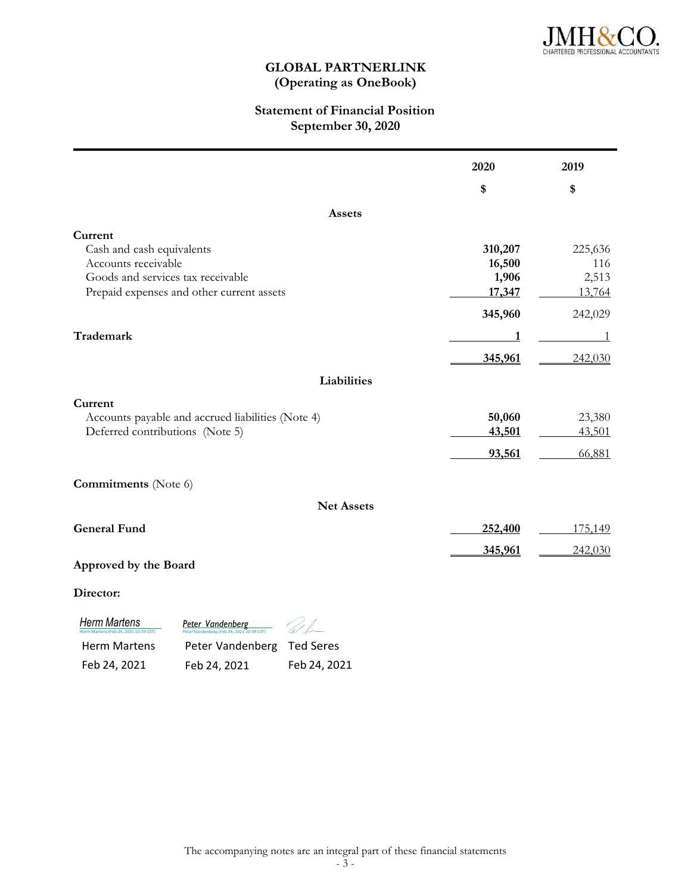JMH&CO.
CHARTERED PROFESSIONAL ACCOUNTANTS

# GLOBAL PARTNERLINK
## (Operating as OneBook)

## Statement of Financial Position
## September 30, 2020

| | 2020 | 2019 |
|---|---|---|
| | **$** | **$** |
| **Assets** | | |
| **Current** | | |
| Cash and cash equivalents | **310,207** | 225,636 |
| Accounts receivable | **16,500** | 116 |
| Goods and services tax receivable | **1,906** | 2,513 |
| Prepaid expenses and other current assets | **17,347** | 13,764 |
| | **345,960** | 242,029 |
| **Trademark** | **1** | 1 |
| | **345,961** | 242,030 |
| **Liabilities** | | |
| **Current** | | |
| Accounts payable and accrued liabilities (Note 4) | **50,060** | 23,380 |
| Deferred contributions (Note 5) | **43,501** | 43,501 |
| | **93,561** | 66,881 |
| **Commitments** (Note 6) | | |
| **Net Assets** | | |
| **General Fund** | **252,400** | 175,149 |
| | **345,961** | 242,030 |

**Approved by the Board**

**Director:**

| Herm Martens (Feb 24, 2021 10:19 CST) | Peter Vandenberg (Feb 24, 2021 10:39 CST) | |
|---|---|---|
| Herm Martens | Peter Vandenberg | Ted Seres |
| Feb 24, 2021 | Feb 24, 2021 | Feb 24, 2021 |

The accompanying notes are an integral part of these financial statements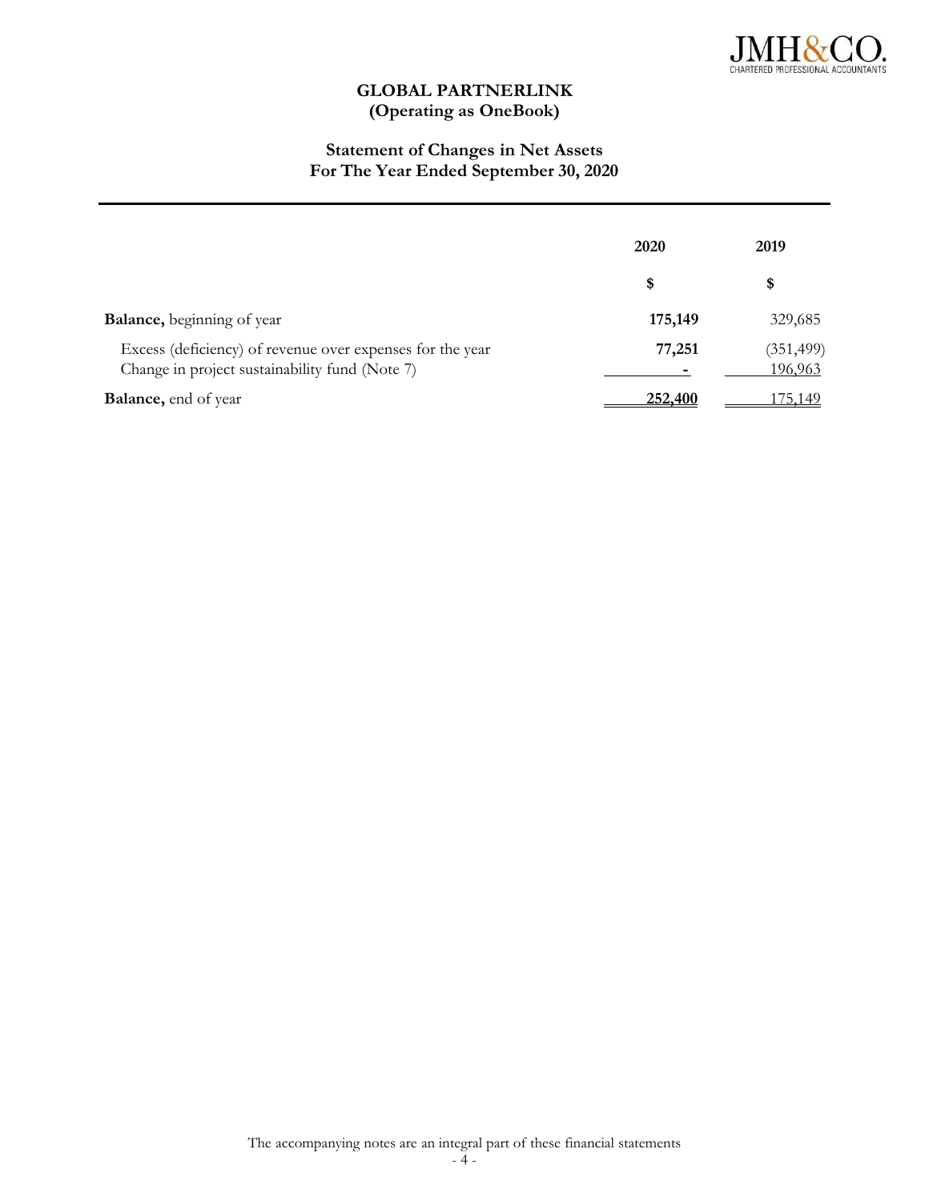# GLOBAL PARTNERLINK
## (Operating as OneBook)

### Statement of Changes in Net Assets
### For The Year Ended September 30, 2020

| | 2020 | 2019 |
|---|---|---|
| | $ | $ |
| **Balance,** beginning of year | **175,149** | 329,685 |
| Excess (deficiency) of revenue over expenses for the year | **77,251** | (351,499) |
| Change in project sustainability fund (Note 7) | **-** | 196,963 |
| **Balance,** end of year | **252,400** | 175,149 |

The accompanying notes are an integral part of these financial statements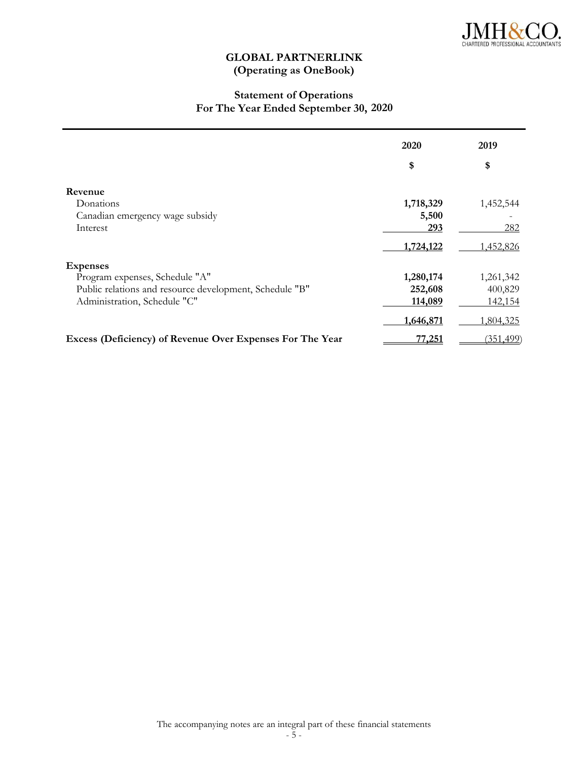# GLOBAL PARTNERLINK
## (Operating as OneBook)

### Statement of Operations
### For The Year Ended September 30, 2020

| | 2020 | 2019 |
|---|---|---|
| | $ | $ |
| **Revenue** | | |
| Donations | **1,718,329** | 1,452,544 |
| Canadian emergency wage subsidy | **5,500** | - |
| Interest | **293** | 282 |
| | **1,724,122** | 1,452,826 |
| **Expenses** | | |
| Program expenses, Schedule "A" | **1,280,174** | 1,261,342 |
| Public relations and resource development, Schedule "B" | **252,608** | 400,829 |
| Administration, Schedule "C" | **114,089** | 142,154 |
| | **1,646,871** | 1,804,325 |
| **Excess (Deficiency) of Revenue Over Expenses For The Year** | **77,251** | (351,499) |

The accompanying notes are an integral part of these financial statements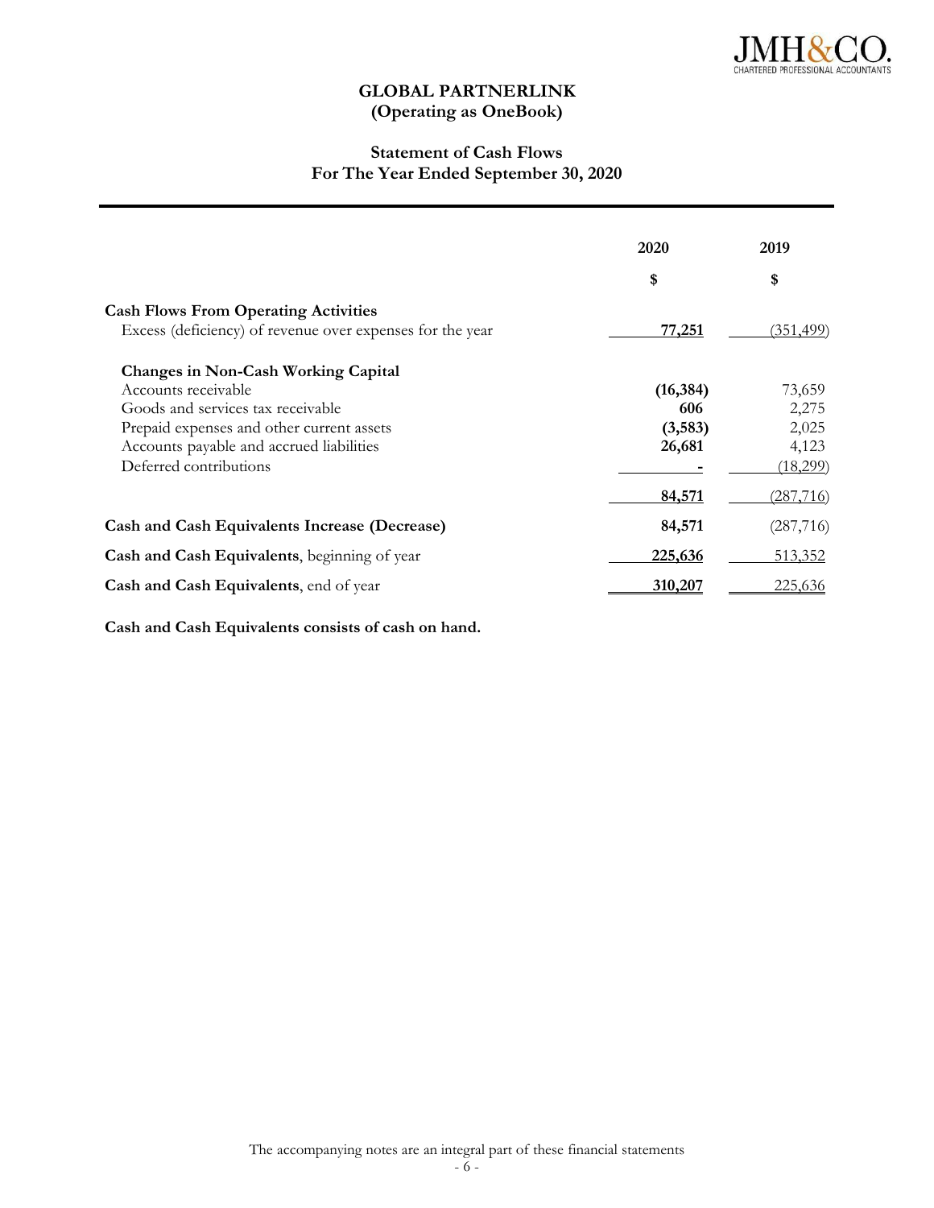# GLOBAL PARTNERLINK
## (Operating as OneBook)

### Statement of Cash Flows
### For The Year Ended September 30, 2020

| | 2020 | 2019 |
|---|---|---|
| | $ | $ |
| **Cash Flows From Operating Activities** | | |
| Excess (deficiency) of revenue over expenses for the year | **77,251** | (351,499) |
| **Changes in Non-Cash Working Capital** | | |
| Accounts receivable | **(16,384)** | 73,659 |
| Goods and services tax receivable | **606** | 2,275 |
| Prepaid expenses and other current assets | **(3,583)** | 2,025 |
| Accounts payable and accrued liabilities | **26,681** | 4,123 |
| Deferred contributions | **-** | (18,299) |
| | **84,571** | (287,716) |
| **Cash and Cash Equivalents Increase (Decrease)** | **84,571** | (287,716) |
| **Cash and Cash Equivalents**, beginning of year | **225,636** | 513,352 |
| **Cash and Cash Equivalents**, end of year | **310,207** | 225,636 |

**Cash and Cash Equivalents consists of cash on hand.**

The accompanying notes are an integral part of these financial statements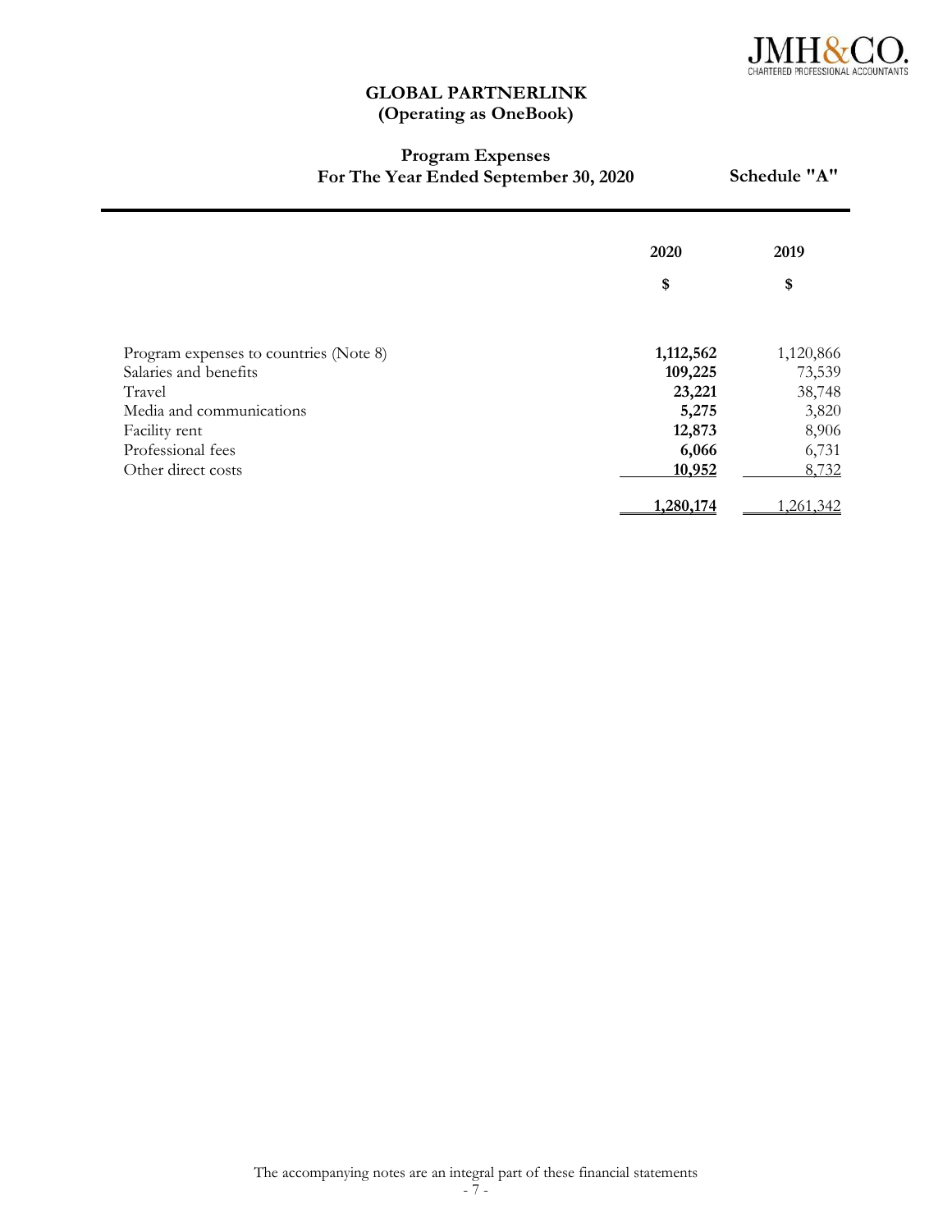JMH&CO.
CHARTERED PROFESSIONAL ACCOUNTANTS

# GLOBAL PARTNERLINK
## (Operating as OneBook)

### Program Expenses
### For The Year Ended September 30, 2020

**Schedule "A"**

| | 2020 | 2019 |
|---|---|---|
| | $ | $ |
| Program expenses to countries (Note 8) | **1,112,562** | 1,120,866 |
| Salaries and benefits | **109,225** | 73,539 |
| Travel | **23,221** | 38,748 |
| Media and communications | **5,275** | 3,820 |
| Facility rent | **12,873** | 8,906 |
| Professional fees | **6,066** | 6,731 |
| Other direct costs | **10,952** | 8,732 |
| | **1,280,174** | 1,261,342 |

The accompanying notes are an integral part of these financial statements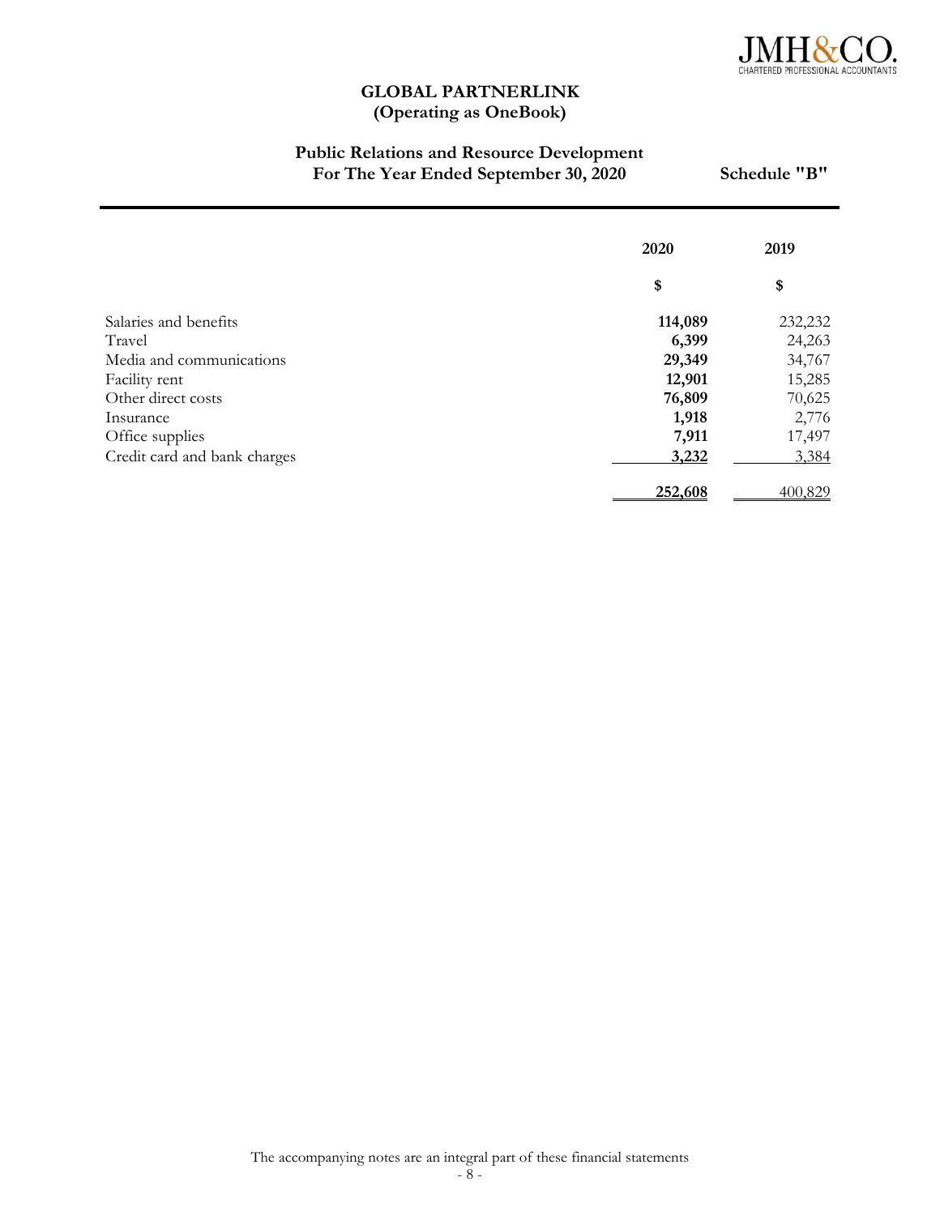**GLOBAL PARTNERLINK**
**(Operating as OneBook)**

**Public Relations and Resource Development**
**For The Year Ended September 30, 2020** **Schedule "B"**

| | 2020 | 2019 |
|---|---|---|
| | $ | $ |
| Salaries and benefits | **114,089** | 232,232 |
| Travel | **6,399** | 24,263 |
| Media and communications | **29,349** | 34,767 |
| Facility rent | **12,901** | 15,285 |
| Other direct costs | **76,809** | 70,625 |
| Insurance | **1,918** | 2,776 |
| Office supplies | **7,911** | 17,497 |
| Credit card and bank charges | **3,232** | 3,384 |
| | **252,608** | 400,829 |

The accompanying notes are an integral part of these financial statements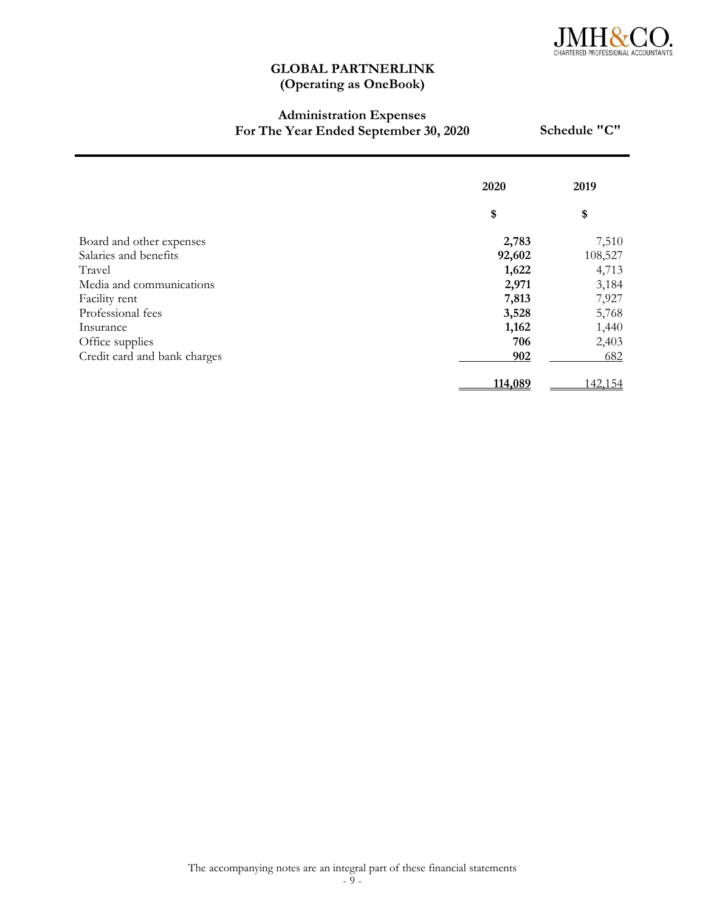JMH&CO.
CHARTERED PROFESSIONAL ACCOUNTANTS

# GLOBAL PARTNERLINK
## (Operating as OneBook)

### Administration Expenses
### For The Year Ended September 30, 2020

**Schedule "C"**

| | 2020 | 2019 |
|---|---|---|
| | **$** | **$** |
| Board and other expenses | **2,783** | 7,510 |
| Salaries and benefits | **92,602** | 108,527 |
| Travel | **1,622** | 4,713 |
| Media and communications | **2,971** | 3,184 |
| Facility rent | **7,813** | 7,927 |
| Professional fees | **3,528** | 5,768 |
| Insurance | **1,162** | 1,440 |
| Office supplies | **706** | 2,403 |
| Credit card and bank charges | **902** | 682 |
| | **114,089** | 142,154 |

The accompanying notes are an integral part of these financial statements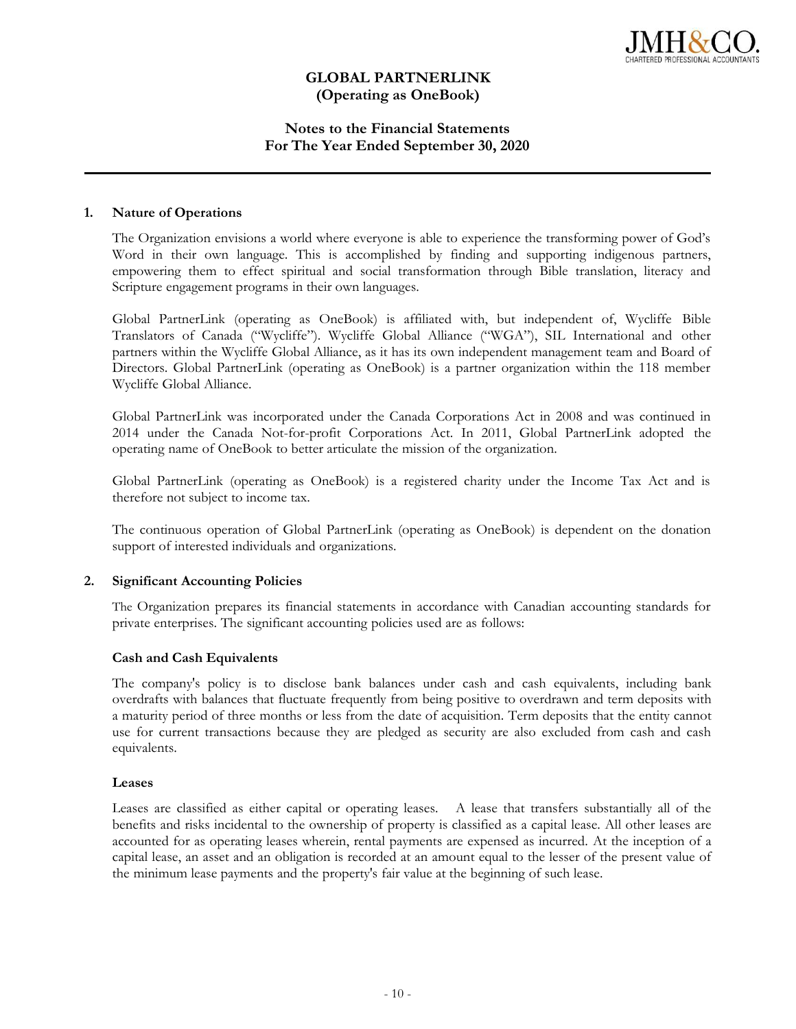# GLOBAL PARTNERLINK
## (Operating as OneBook)

## Notes to the Financial Statements
## For The Year Ended September 30, 2020

### 1. Nature of Operations

The Organization envisions a world where everyone is able to experience the transforming power of God's Word in their own language. This is accomplished by finding and supporting indigenous partners, empowering them to effect spiritual and social transformation through Bible translation, literacy and Scripture engagement programs in their own languages.

Global PartnerLink (operating as OneBook) is affiliated with, but independent of, Wycliffe Bible Translators of Canada ("Wycliffe"). Wycliffe Global Alliance ("WGA"), SIL International and other partners within the Wycliffe Global Alliance, as it has its own independent management team and Board of Directors. Global PartnerLink (operating as OneBook) is a partner organization within the 118 member Wycliffe Global Alliance.

Global PartnerLink was incorporated under the Canada Corporations Act in 2008 and was continued in 2014 under the Canada Not-for-profit Corporations Act. In 2011, Global PartnerLink adopted the operating name of OneBook to better articulate the mission of the organization.

Global PartnerLink (operating as OneBook) is a registered charity under the Income Tax Act and is therefore not subject to income tax.

The continuous operation of Global PartnerLink (operating as OneBook) is dependent on the donation support of interested individuals and organizations.

### 2. Significant Accounting Policies

The Organization prepares its financial statements in accordance with Canadian accounting standards for private enterprises. The significant accounting policies used are as follows:

**Cash and Cash Equivalents**

The company's policy is to disclose bank balances under cash and cash equivalents, including bank overdrafts with balances that fluctuate frequently from being positive to overdrawn and term deposits with a maturity period of three months or less from the date of acquisition. Term deposits that the entity cannot use for current transactions because they are pledged as security are also excluded from cash and cash equivalents.

**Leases**

Leases are classified as either capital or operating leases. A lease that transfers substantially all of the benefits and risks incidental to the ownership of property is classified as a capital lease. All other leases are accounted for as operating leases wherein, rental payments are expensed as incurred. At the inception of a capital lease, an asset and an obligation is recorded at an amount equal to the lesser of the present value of the minimum lease payments and the property's fair value at the beginning of such lease.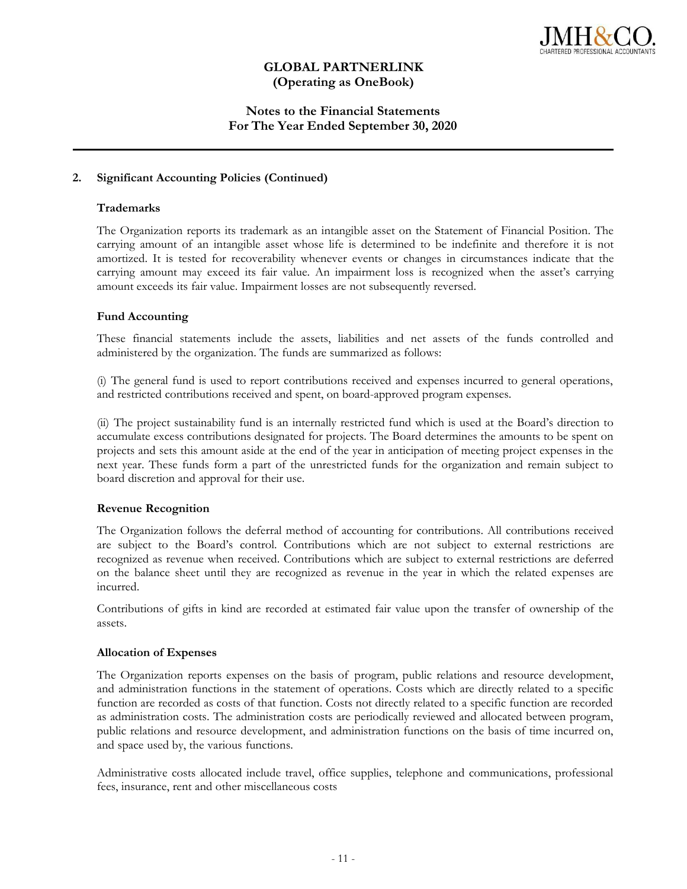# GLOBAL PARTNERLINK
## (Operating as OneBook)

## Notes to the Financial Statements
## For The Year Ended September 30, 2020

---

**2. Significant Accounting Policies (Continued)**

**Trademarks**

The Organization reports its trademark as an intangible asset on the Statement of Financial Position. The carrying amount of an intangible asset whose life is determined to be indefinite and therefore it is not amortized. It is tested for recoverability whenever events or changes in circumstances indicate that the carrying amount may exceed its fair value. An impairment loss is recognized when the asset's carrying amount exceeds its fair value. Impairment losses are not subsequently reversed.

**Fund Accounting**

These financial statements include the assets, liabilities and net assets of the funds controlled and administered by the organization. The funds are summarized as follows:

(i) The general fund is used to report contributions received and expenses incurred to general operations, and restricted contributions received and spent, on board-approved program expenses.

(ii) The project sustainability fund is an internally restricted fund which is used at the Board's direction to accumulate excess contributions designated for projects. The Board determines the amounts to be spent on projects and sets this amount aside at the end of the year in anticipation of meeting project expenses in the next year. These funds form a part of the unrestricted funds for the organization and remain subject to board discretion and approval for their use.

**Revenue Recognition**

The Organization follows the deferral method of accounting for contributions. All contributions received are subject to the Board's control. Contributions which are not subject to external restrictions are recognized as revenue when received. Contributions which are subject to external restrictions are deferred on the balance sheet until they are recognized as revenue in the year in which the related expenses are incurred.

Contributions of gifts in kind are recorded at estimated fair value upon the transfer of ownership of the assets.

**Allocation of Expenses**

The Organization reports expenses on the basis of program, public relations and resource development, and administration functions in the statement of operations. Costs which are directly related to a specific function are recorded as costs of that function. Costs not directly related to a specific function are recorded as administration costs. The administration costs are periodically reviewed and allocated between program, public relations and resource development, and administration functions on the basis of time incurred on, and space used by, the various functions.

Administrative costs allocated include travel, office supplies, telephone and communications, professional fees, insurance, rent and other miscellaneous costs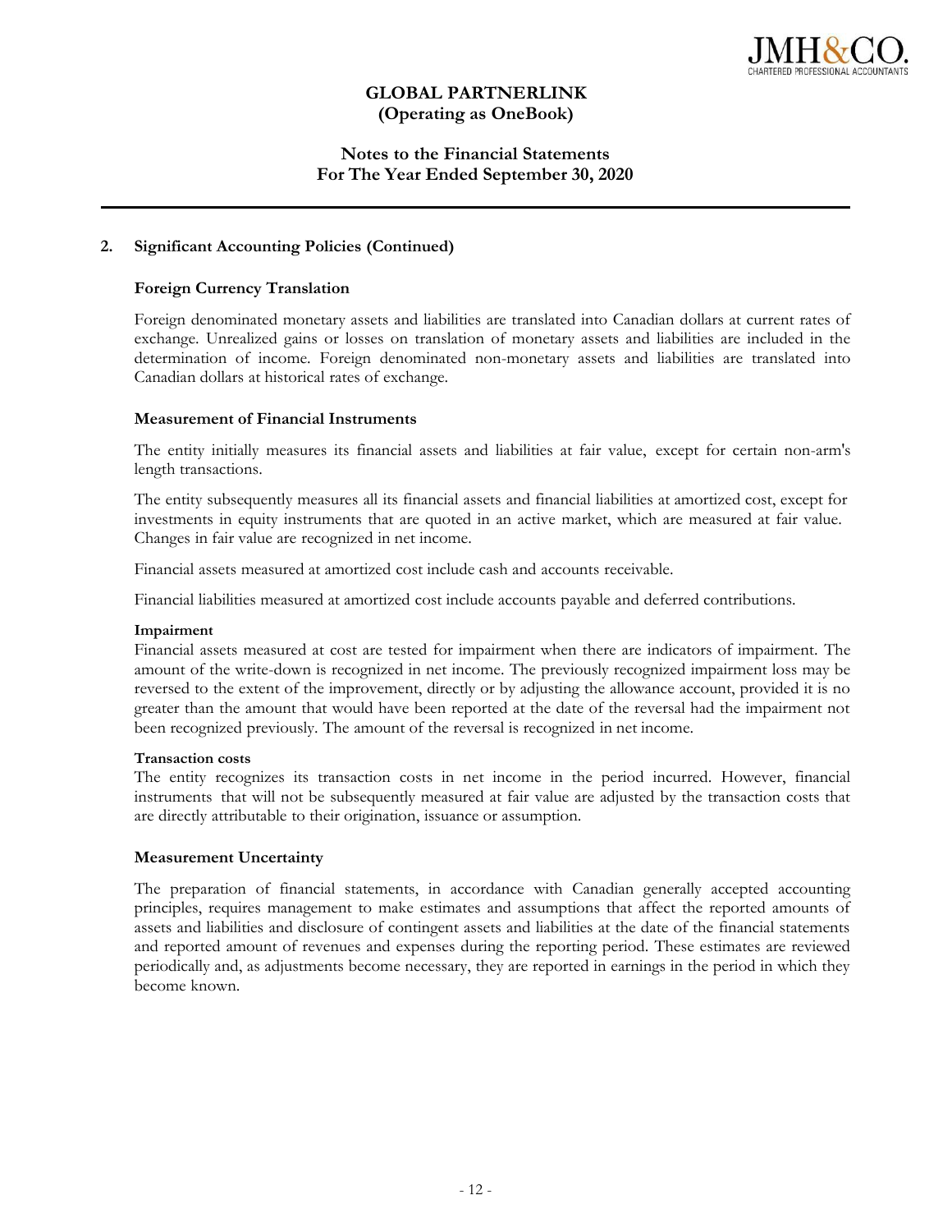## 2. Significant Accounting Policies (Continued)

### Foreign Currency Translation

Foreign denominated monetary assets and liabilities are translated into Canadian dollars at current rates of exchange. Unrealized gains or losses on translation of monetary assets and liabilities are included in the determination of income. Foreign denominated non-monetary assets and liabilities are translated into Canadian dollars at historical rates of exchange.

### Measurement of Financial Instruments

The entity initially measures its financial assets and liabilities at fair value, except for certain non-arm's length transactions.

The entity subsequently measures all its financial assets and financial liabilities at amortized cost, except for investments in equity instruments that are quoted in an active market, which are measured at fair value. Changes in fair value are recognized in net income.

Financial assets measured at amortized cost include cash and accounts receivable.

Financial liabilities measured at amortized cost include accounts payable and deferred contributions.

#### Impairment

Financial assets measured at cost are tested for impairment when there are indicators of impairment. The amount of the write-down is recognized in net income. The previously recognized impairment loss may be reversed to the extent of the improvement, directly or by adjusting the allowance account, provided it is no greater than the amount that would have been reported at the date of the reversal had the impairment not been recognized previously. The amount of the reversal is recognized in net income.

#### Transaction costs

The entity recognizes its transaction costs in net income in the period incurred. However, financial instruments that will not be subsequently measured at fair value are adjusted by the transaction costs that are directly attributable to their origination, issuance or assumption.

### Measurement Uncertainty

The preparation of financial statements, in accordance with Canadian generally accepted accounting principles, requires management to make estimates and assumptions that affect the reported amounts of assets and liabilities and disclosure of contingent assets and liabilities at the date of the financial statements and reported amount of revenues and expenses during the reporting period. These estimates are reviewed periodically and, as adjustments become necessary, they are reported in earnings in the period in which they become known.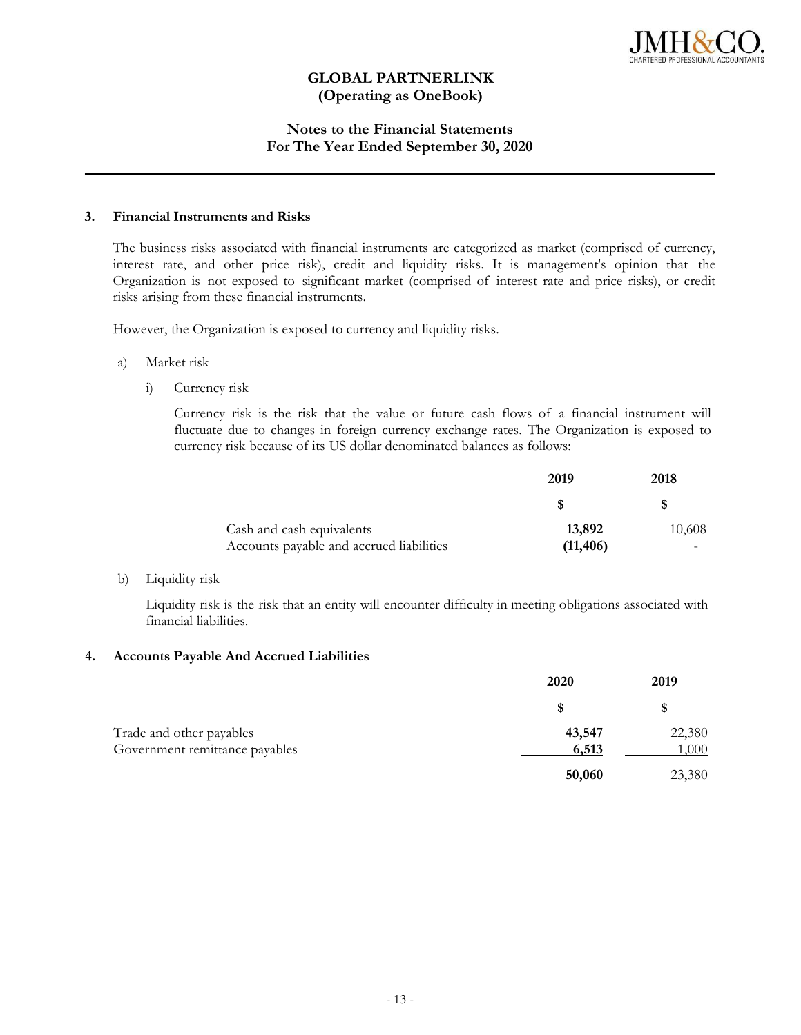# GLOBAL PARTNERLINK
## (Operating as OneBook)

### Notes to the Financial Statements
### For The Year Ended September 30, 2020

---

**3. Financial Instruments and Risks**

The business risks associated with financial instruments are categorized as market (comprised of currency, interest rate, and other price risk), credit and liquidity risks. It is management's opinion that the Organization is not exposed to significant market (comprised of interest rate and price risks), or credit risks arising from these financial instruments.

However, the Organization is exposed to currency and liquidity risks.

a) Market risk

i) Currency risk

Currency risk is the risk that the value or future cash flows of a financial instrument will fluctuate due to changes in foreign currency exchange rates. The Organization is exposed to currency risk because of its US dollar denominated balances as follows:

| | 2019 | 2018 |
|---|---|---|
| | $ | $ |
| Cash and cash equivalents | **13,892** | 10,608 |
| Accounts payable and accrued liabilities | **(11,406)** | - |

b) Liquidity risk

Liquidity risk is the risk that an entity will encounter difficulty in meeting obligations associated with financial liabilities.

**4. Accounts Payable And Accrued Liabilities**

| | 2020 | 2019 |
|---|---|---|
| | $ | $ |
| Trade and other payables | **43,547** | 22,380 |
| Government remittance payables | **6,513** | 1,000 |
| | **50,060** | 23,380 |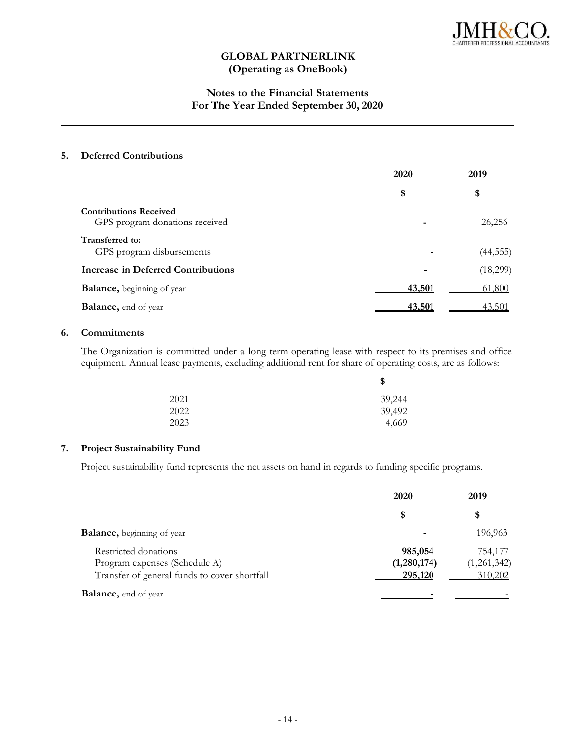# GLOBAL PARTNERLINK
## (Operating as OneBook)

## Notes to the Financial Statements
## For The Year Ended September 30, 2020

### 5. Deferred Contributions

| | 2020 | 2019 |
|---|---|---|
| | $ | $ |
| **Contributions Received** | | |
| GPS program donations received | - | 26,256 |
| **Transferred to:** | | |
| GPS program disbursements | - | (44,555) |
| **Increase in Deferred Contributions** | - | (18,299) |
| **Balance,** beginning of year | **43,501** | 61,800 |
| **Balance,** end of year | **43,501** | 43,501 |

### 6. Commitments

The Organization is committed under a long term operating lease with respect to its premises and office equipment. Annual lease payments, excluding additional rent for share of operating costs, are as follows:

| | $ |
|---|---|
| 2021 | 39,244 |
| 2022 | 39,492 |
| 2023 | 4,669 |

### 7. Project Sustainability Fund

Project sustainability fund represents the net assets on hand in regards to funding specific programs.

| | 2020 | 2019 |
|---|---|---|
| | $ | $ |
| **Balance,** beginning of year | - | 196,963 |
| Restricted donations | **985,054** | 754,177 |
| Program expenses (Schedule A) | **(1,280,174)** | (1,261,342) |
| Transfer of general funds to cover shortfall | **295,120** | 310,202 |
| **Balance,** end of year | - | - |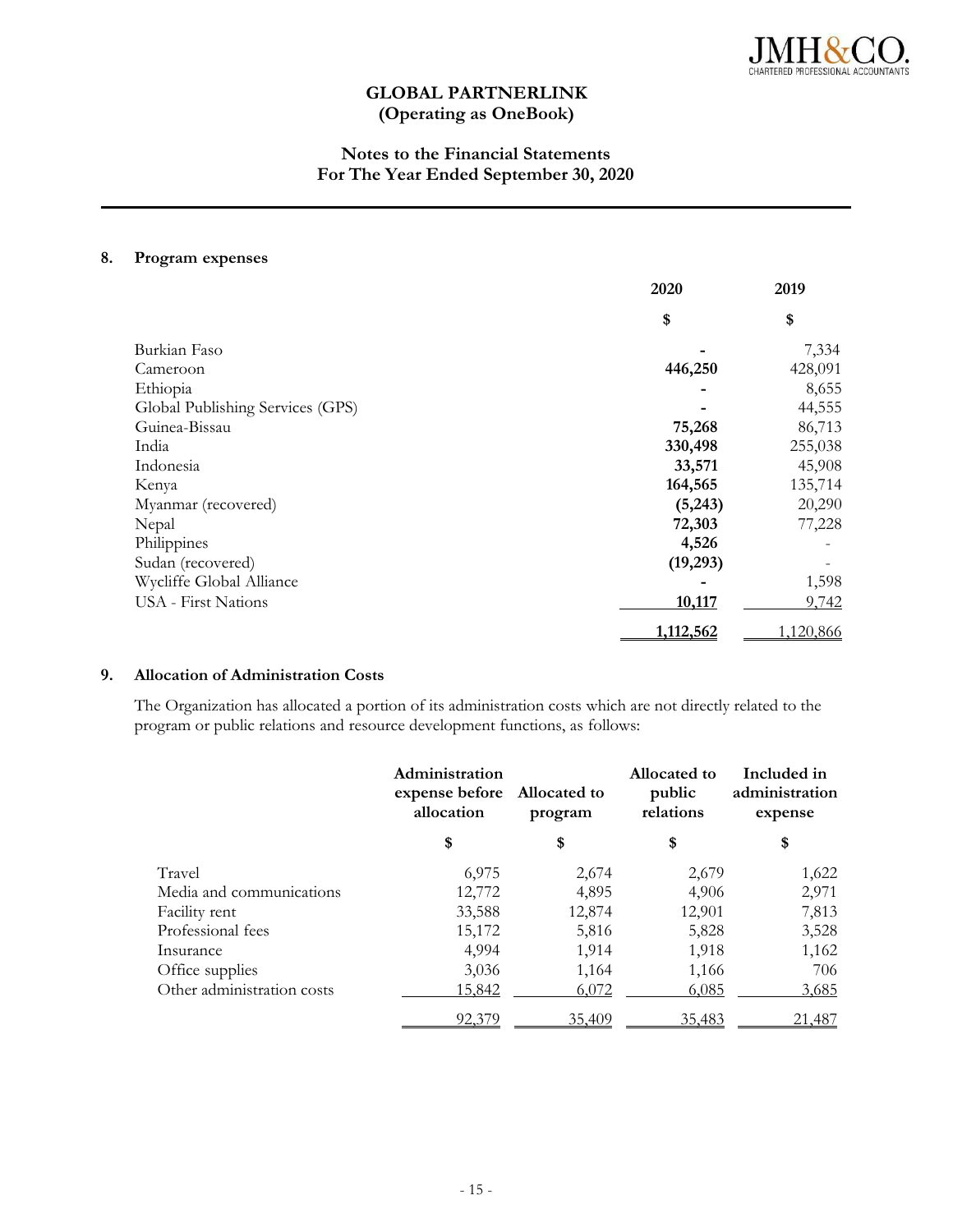# GLOBAL PARTNERLINK
## (Operating as OneBook)

### Notes to the Financial Statements
### For The Year Ended September 30, 2020

**8. Program expenses**

| | 2020 | 2019 |
|---|---|---|
| | $ | $ |
| Burkian Faso | - | 7,334 |
| Cameroon | **446,250** | 428,091 |
| Ethiopia | - | 8,655 |
| Global Publishing Services (GPS) | - | 44,555 |
| Guinea-Bissau | **75,268** | 86,713 |
| India | **330,498** | 255,038 |
| Indonesia | **33,571** | 45,908 |
| Kenya | **164,565** | 135,714 |
| Myanmar (recovered) | **(5,243)** | 20,290 |
| Nepal | **72,303** | 77,228 |
| Philippines | **4,526** | - |
| Sudan (recovered) | **(19,293)** | - |
| Wycliffe Global Alliance | - | 1,598 |
| USA - First Nations | **10,117** | 9,742 |
| | **1,112,562** | 1,120,866 |

**9. Allocation of Administration Costs**

The Organization has allocated a portion of its administration costs which are not directly related to the program or public relations and resource development functions, as follows:

| | Administration expense before allocation | Allocated to program | Allocated to public relations | Included in administration expense |
|---|---|---|---|---|
| | $ | $ | $ | $ |
| Travel | 6,975 | 2,674 | 2,679 | 1,622 |
| Media and communications | 12,772 | 4,895 | 4,906 | 2,971 |
| Facility rent | 33,588 | 12,874 | 12,901 | 7,813 |
| Professional fees | 15,172 | 5,816 | 5,828 | 3,528 |
| Insurance | 4,994 | 1,914 | 1,918 | 1,162 |
| Office supplies | 3,036 | 1,164 | 1,166 | 706 |
| Other administration costs | 15,842 | 6,072 | 6,085 | 3,685 |
| | 92,379 | 35,409 | 35,483 | 21,487 |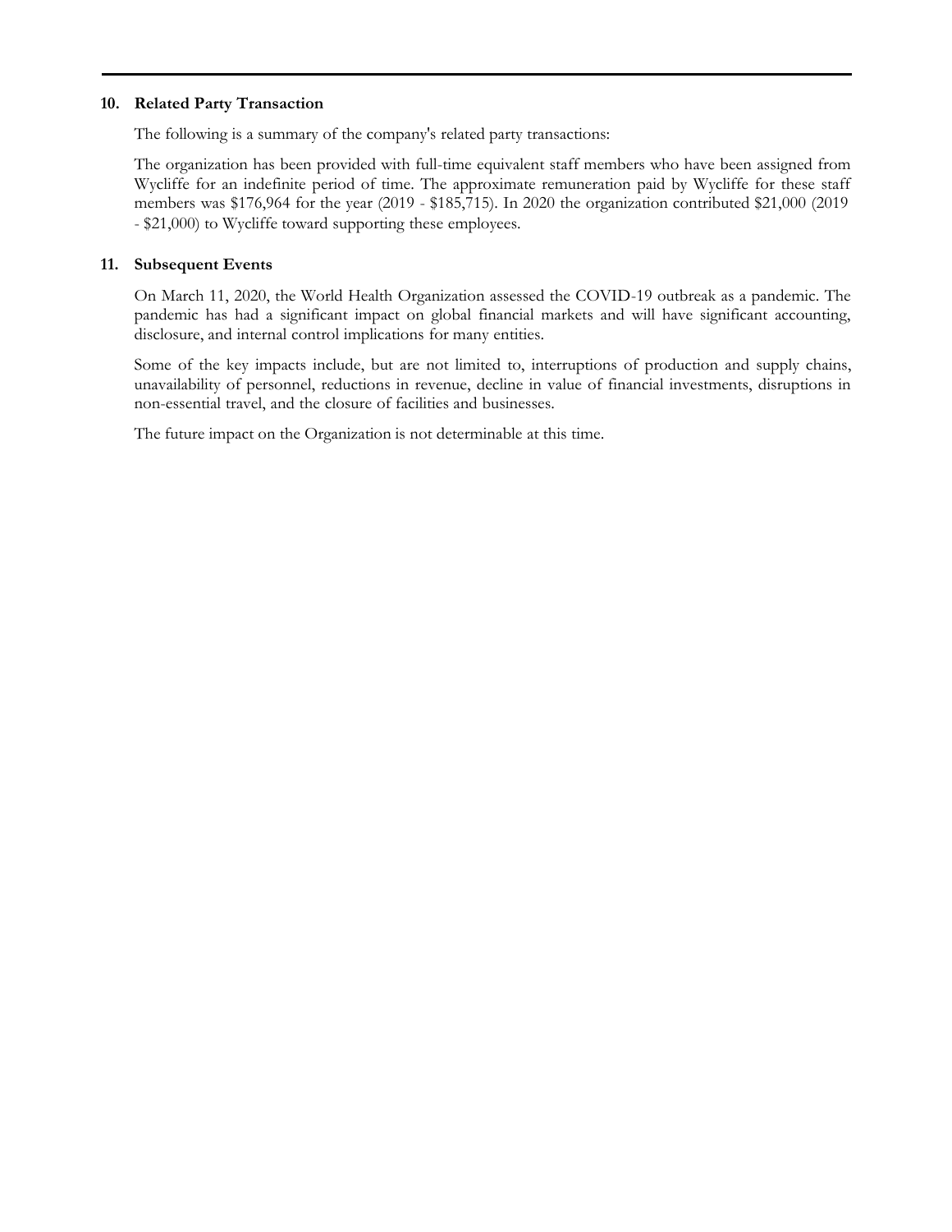## 10. Related Party Transaction

The following is a summary of the company's related party transactions:

The organization has been provided with full-time equivalent staff members who have been assigned from Wycliffe for an indefinite period of time. The approximate remuneration paid by Wycliffe for these staff members was $176,964 for the year (2019 - $185,715). In 2020 the organization contributed $21,000 (2019 - $21,000) to Wycliffe toward supporting these employees.

## 11. Subsequent Events

On March 11, 2020, the World Health Organization assessed the COVID-19 outbreak as a pandemic. The pandemic has had a significant impact on global financial markets and will have significant accounting, disclosure, and internal control implications for many entities.

Some of the key impacts include, but are not limited to, interruptions of production and supply chains, unavailability of personnel, reductions in revenue, decline in value of financial investments, disruptions in non-essential travel, and the closure of facilities and businesses.

The future impact on the Organization is not determinable at this time.